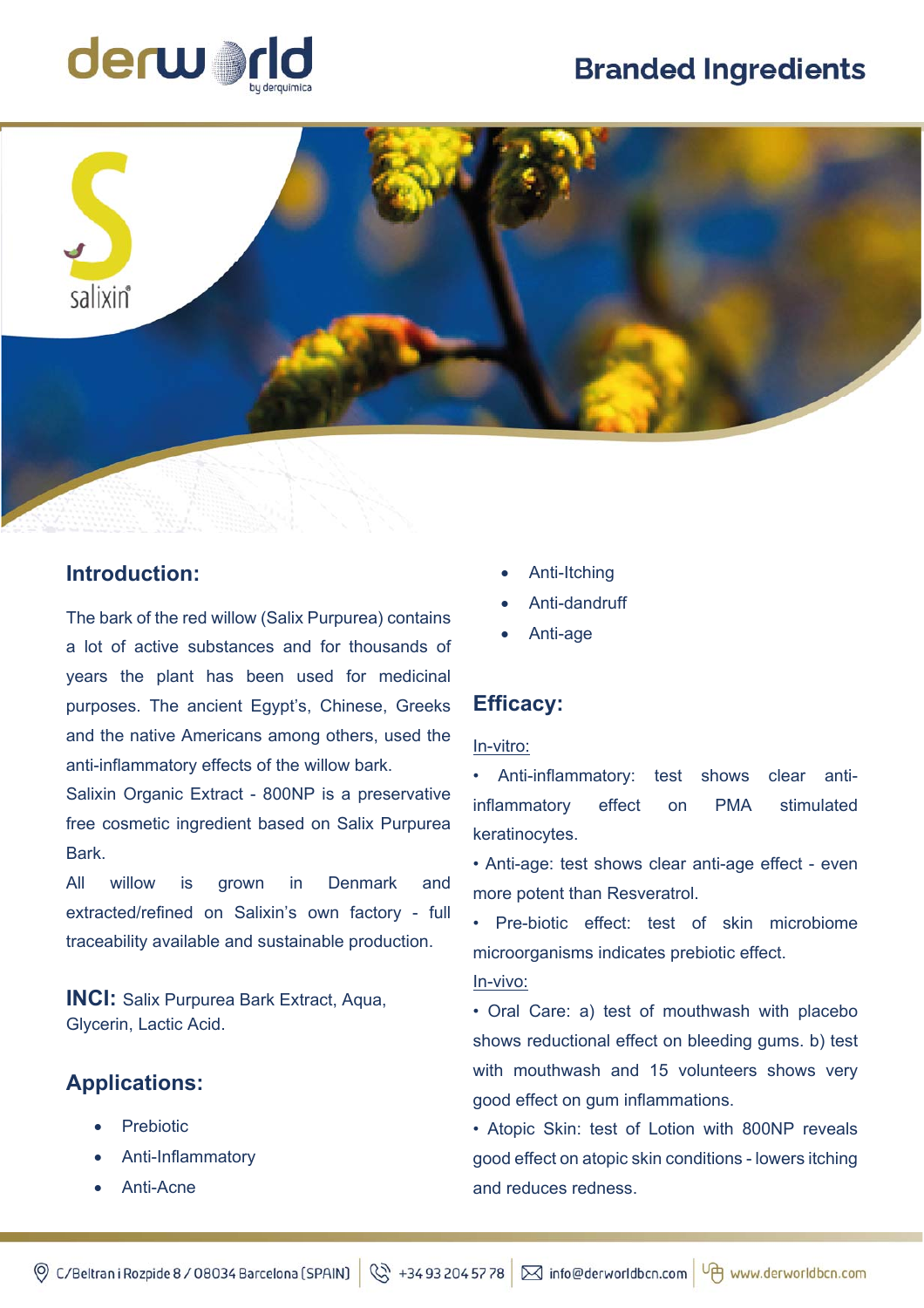derworld by derquimica

# Branded Ingredients

salixin®

## Introduction:

The bark of the red willow (Salix Purpurea) contains a lot of active substances and for thousands of years the plant has been used for medicinal purposes. The ancient Egypt's, Chinese, Greeks and the native Americans among others, used the anti-inflammatory effects of the willow bark.

Salixin Organic Extract - 800NP is a preservative free cosmetic ingredient based on Salix Purpurea Bark.

All willow is grown in Denmark and extracted/refined on Salixin's own factory - full traceability available and sustainable production.

**INCI:** Salix Purpurea Bark Extract, Aqua, Glycerin, Lactic Acid.

## Applications:

- Prebiotic
- Anti-Inflammatory
- Anti-Acne
- Anti-Itching
- Anti-dandruff
- Anti-age

## Efficacy:

In-vitro:

• Anti-inflammatory: test shows clear anti-inflammatory effect on PMA stimulated keratinocytes.

• Anti-age: test shows clear anti-age effect - even more potent than Resveratrol.

• Pre-biotic effect: test of skin microbiome microorganisms indicates prebiotic effect.

In-vivo:

• Oral Care: a) test of mouthwash with placebo shows reductional effect on bleeding gums. b) test with mouthwash and 15 volunteers shows very good effect on gum inflammations.

• Atopic Skin: test of Lotion with 800NP reveals good effect on atopic skin conditions - lowers itching and reduces redness.

C/Beltran i Rozpide 8 / 08034 Barcelona (SPAIN) | +34 93 204 57 78 | info@derworldbcn.com | www.derworldbcn.com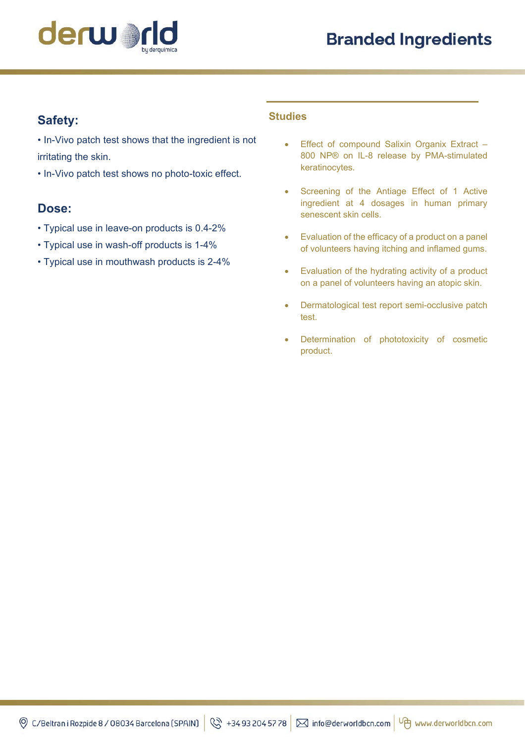## Safety:

- In-Vivo patch test shows that the ingredient is not irritating the skin.
- In-Vivo patch test shows no photo-toxic effect.

## Dose:

- Typical use in leave-on products is 0.4-2%
- Typical use in wash-off products is 1-4%
- Typical use in mouthwash products is 2-4%

## Studies

- Effect of compound Salixin Organix Extract – 800 NP® on IL-8 release by PMA-stimulated keratinocytes.
- Screening of the Antiage Effect of 1 Active ingredient at 4 dosages in human primary senescent skin cells.
- Evaluation of the efficacy of a product on a panel of volunteers having itching and inflamed gums.
- Evaluation of the hydrating activity of a product on a panel of volunteers having an atopic skin.
- Dermatological test report semi-occlusive patch test.
- Determination of phototoxicity of cosmetic product.